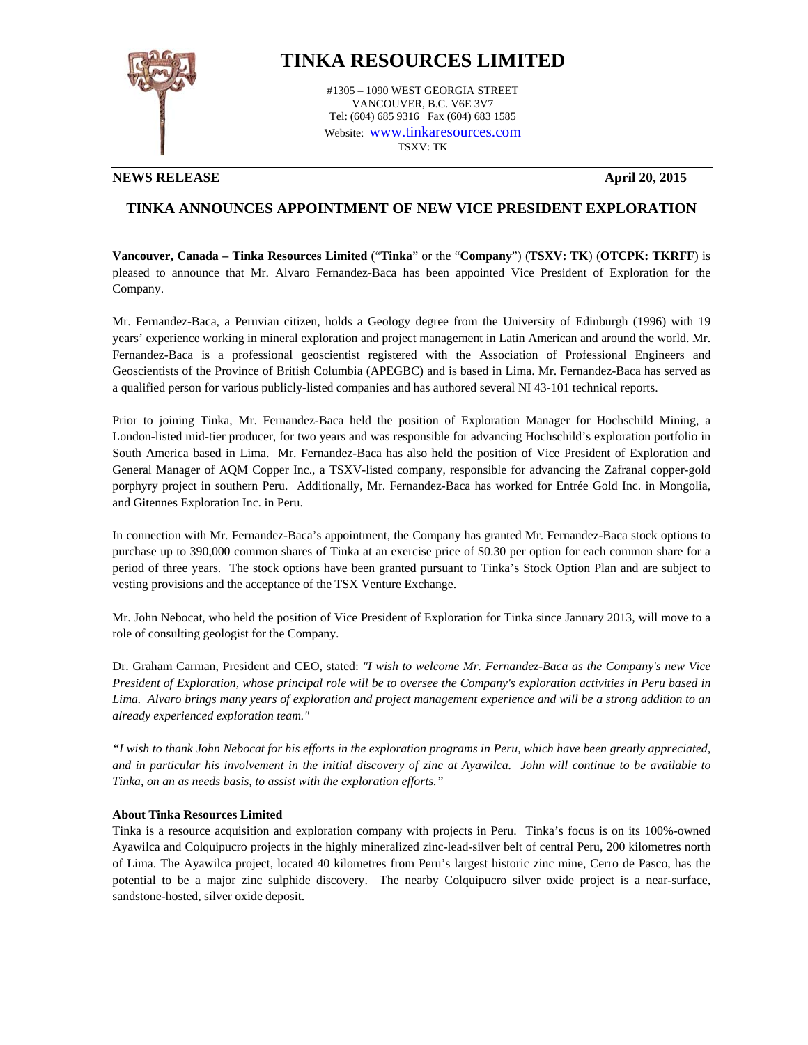# TINKA RESOURCES LIMITED

#1305 – 1090 WEST GEORGIA STREET
VANCOUVER, B.C. V6E 3V7
Tel: (604) 685 9316 Fax (604) 683 1585
Website: www.tinkaresources.com
TSXV: TK

**NEWS RELEASE** **April 20, 2015**

## TINKA ANNOUNCES APPOINTMENT OF NEW VICE PRESIDENT EXPLORATION

**Vancouver, Canada – Tinka Resources Limited** ("**Tinka**" or the "**Company**") (**TSXV: TK**) (**OTCPK: TKRFF**) is pleased to announce that Mr. Alvaro Fernandez-Baca has been appointed Vice President of Exploration for the Company.

Mr. Fernandez-Baca, a Peruvian citizen, holds a Geology degree from the University of Edinburgh (1996) with 19 years' experience working in mineral exploration and project management in Latin American and around the world. Mr. Fernandez-Baca is a professional geoscientist registered with the Association of Professional Engineers and Geoscientists of the Province of British Columbia (APEGBC) and is based in Lima. Mr. Fernandez-Baca has served as a qualified person for various publicly-listed companies and has authored several NI 43-101 technical reports.

Prior to joining Tinka, Mr. Fernandez-Baca held the position of Exploration Manager for Hochschild Mining, a London-listed mid-tier producer, for two years and was responsible for advancing Hochschild's exploration portfolio in South America based in Lima. Mr. Fernandez-Baca has also held the position of Vice President of Exploration and General Manager of AQM Copper Inc., a TSXV-listed company, responsible for advancing the Zafranal copper-gold porphyry project in southern Peru. Additionally, Mr. Fernandez-Baca has worked for Entrée Gold Inc. in Mongolia, and Gitennes Exploration Inc. in Peru.

In connection with Mr. Fernandez-Baca's appointment, the Company has granted Mr. Fernandez-Baca stock options to purchase up to 390,000 common shares of Tinka at an exercise price of $0.30 per option for each common share for a period of three years. The stock options have been granted pursuant to Tinka's Stock Option Plan and are subject to vesting provisions and the acceptance of the TSX Venture Exchange.

Mr. John Nebocat, who held the position of Vice President of Exploration for Tinka since January 2013, will move to a role of consulting geologist for the Company.

Dr. Graham Carman, President and CEO, stated: *"I wish to welcome Mr. Fernandez-Baca as the Company's new Vice President of Exploration, whose principal role will be to oversee the Company's exploration activities in Peru based in Lima. Alvaro brings many years of exploration and project management experience and will be a strong addition to an already experienced exploration team."*

*"I wish to thank John Nebocat for his efforts in the exploration programs in Peru, which have been greatly appreciated, and in particular his involvement in the initial discovery of zinc at Ayawilca. John will continue to be available to Tinka, on an as needs basis, to assist with the exploration efforts."*

**About Tinka Resources Limited**

Tinka is a resource acquisition and exploration company with projects in Peru. Tinka's focus is on its 100%-owned Ayawilca and Colquipucro projects in the highly mineralized zinc-lead-silver belt of central Peru, 200 kilometres north of Lima. The Ayawilca project, located 40 kilometres from Peru's largest historic zinc mine, Cerro de Pasco, has the potential to be a major zinc sulphide discovery. The nearby Colquipucro silver oxide project is a near-surface, sandstone-hosted, silver oxide deposit.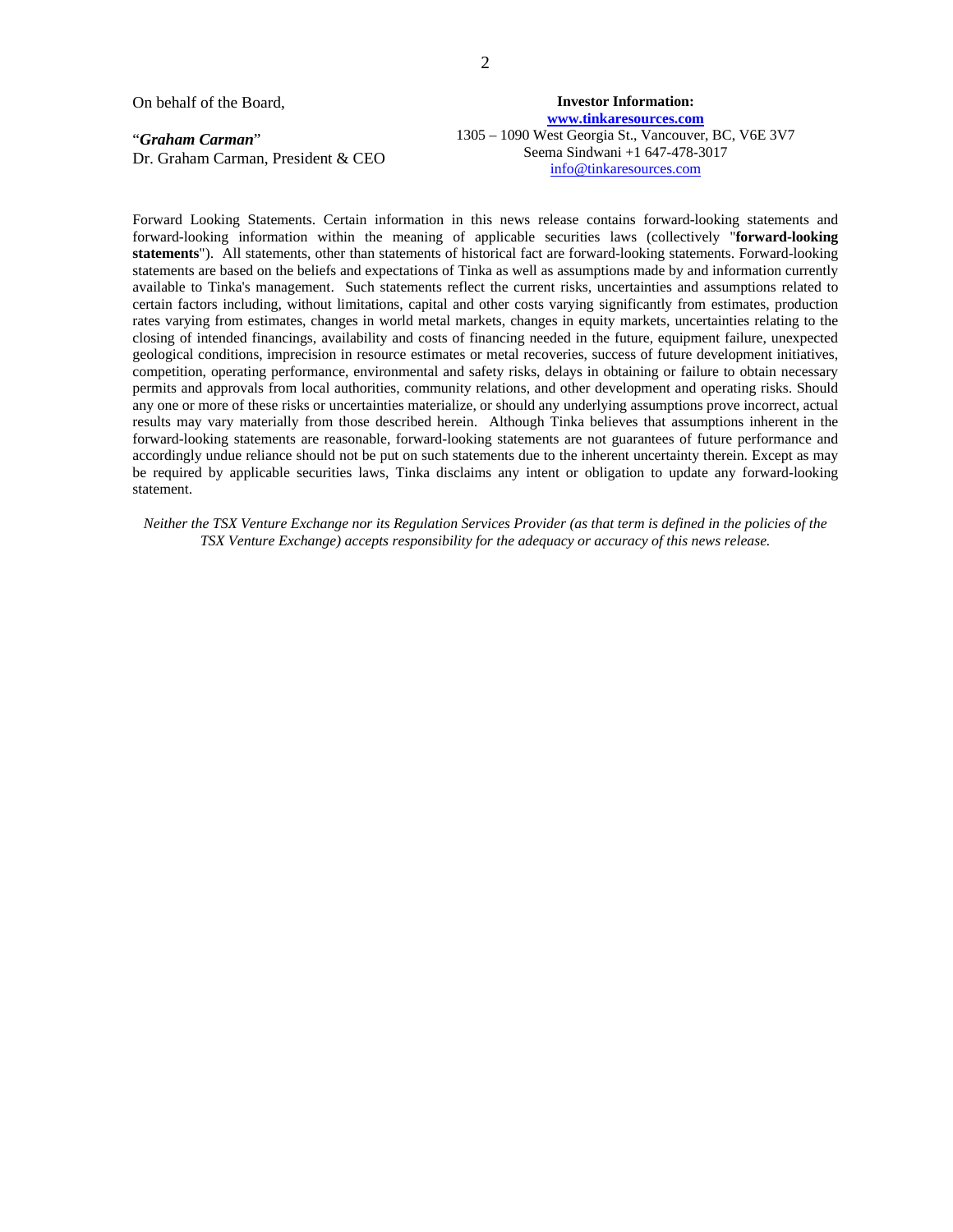On behalf of the Board,

"***Graham Carman***"
Dr. Graham Carman, President & CEO

**Investor Information:**
**www.tinkaresources.com**
1305 – 1090 West Georgia St., Vancouver, BC, V6E 3V7
Seema Sindwani +1 647-478-3017
info@tinkaresources.com

Forward Looking Statements. Certain information in this news release contains forward-looking statements and forward-looking information within the meaning of applicable securities laws (collectively "**forward-looking statements**"). All statements, other than statements of historical fact are forward-looking statements. Forward-looking statements are based on the beliefs and expectations of Tinka as well as assumptions made by and information currently available to Tinka's management. Such statements reflect the current risks, uncertainties and assumptions related to certain factors including, without limitations, capital and other costs varying significantly from estimates, production rates varying from estimates, changes in world metal markets, changes in equity markets, uncertainties relating to the closing of intended financings, availability and costs of financing needed in the future, equipment failure, unexpected geological conditions, imprecision in resource estimates or metal recoveries, success of future development initiatives, competition, operating performance, environmental and safety risks, delays in obtaining or failure to obtain necessary permits and approvals from local authorities, community relations, and other development and operating risks. Should any one or more of these risks or uncertainties materialize, or should any underlying assumptions prove incorrect, actual results may vary materially from those described herein. Although Tinka believes that assumptions inherent in the forward-looking statements are reasonable, forward-looking statements are not guarantees of future performance and accordingly undue reliance should not be put on such statements due to the inherent uncertainty therein. Except as may be required by applicable securities laws, Tinka disclaims any intent or obligation to update any forward-looking statement.

*Neither the TSX Venture Exchange nor its Regulation Services Provider (as that term is defined in the policies of the TSX Venture Exchange) accepts responsibility for the adequacy or accuracy of this news release.*